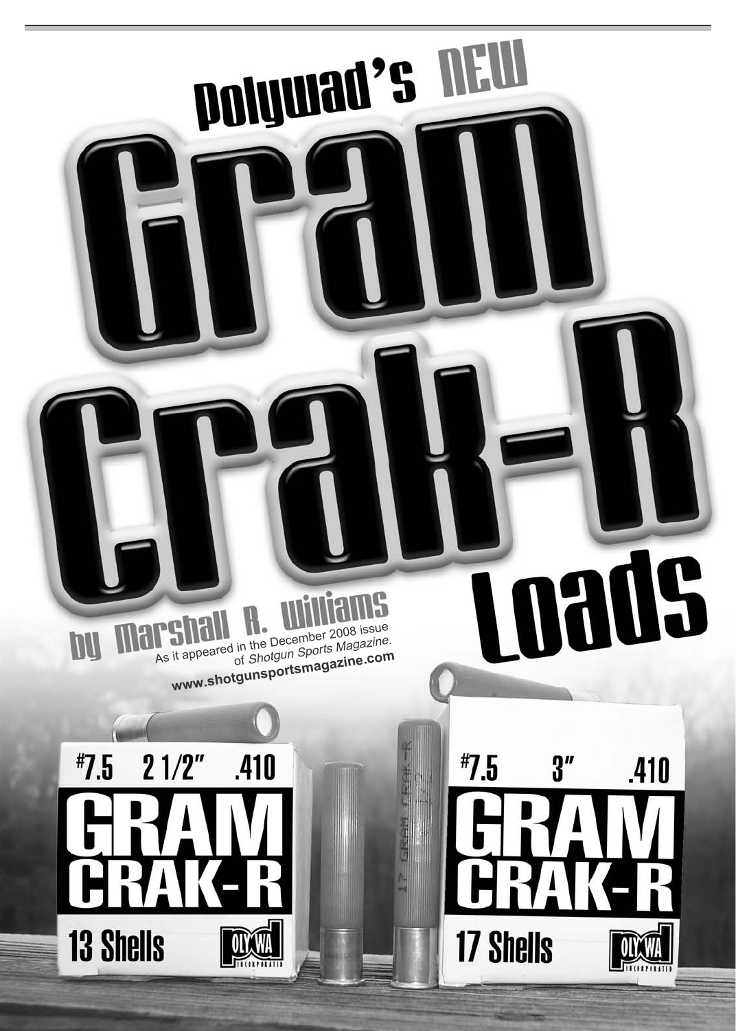# Polywad's NEW Gram Crak-R Loads

**by Marshall R. Williams**

As it appeared in the December 2008 issue of *Shotgun Sports Magazine*.
www.shotgunsportsmagazine.com

#7.5 2 1/2" .410
GRAM CRAK-R
13 Shells

#7.5 3" .410
GRAM CRAK-R
17 Shells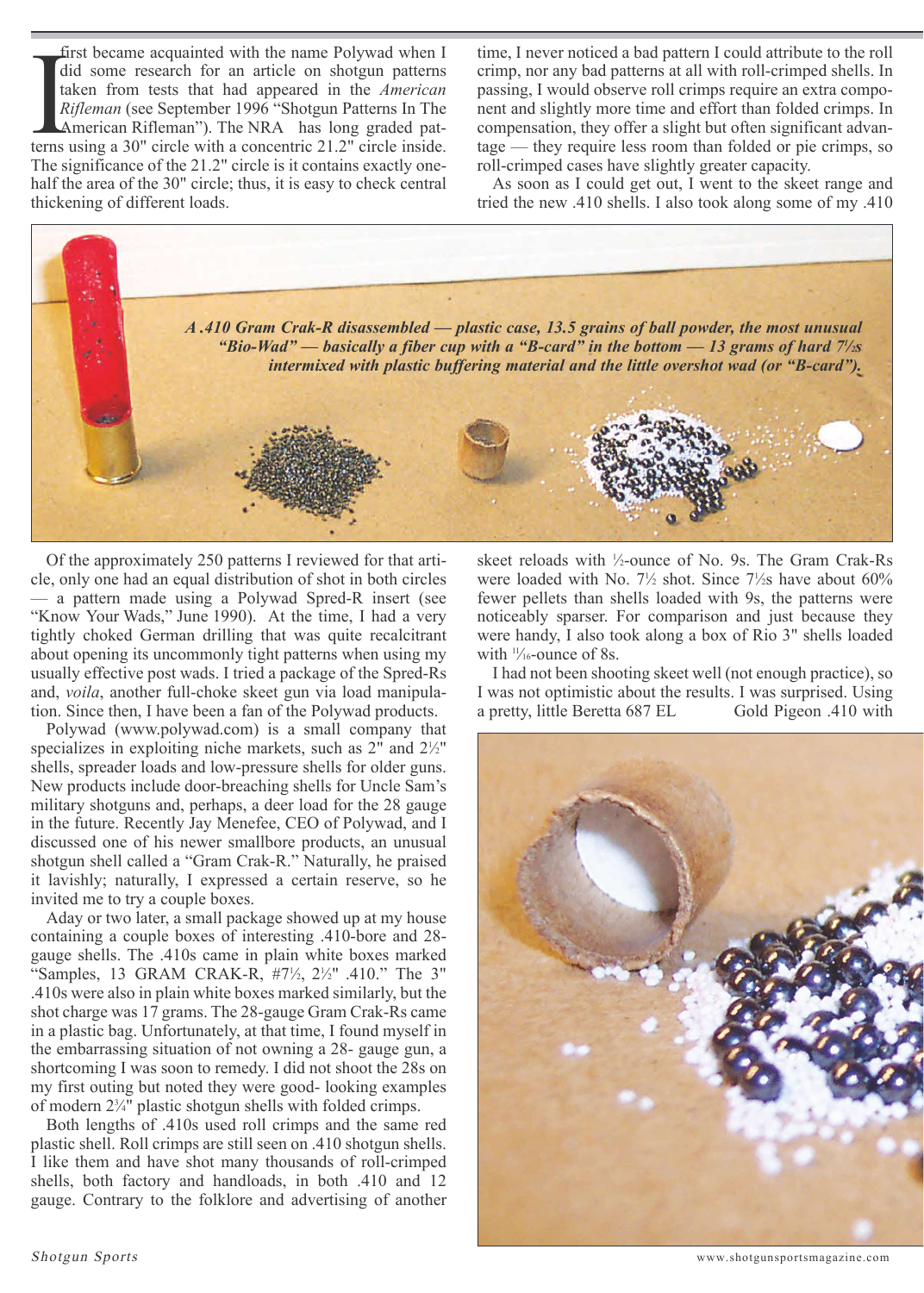I first became acquainted with the name Polywad when I did some research for an article on shotgun patterns taken from tests that had appeared in the *American Rifleman* (see September 1996 "Shotgun Patterns In The American Rifleman"). The NRA has long graded patterns using a 30" circle with a concentric 21.2" circle inside. The significance of the 21.2" circle is it contains exactly one-half the area of the 30" circle; thus, it is easy to check central thickening of different loads.

***A .410 Gram Crak-R disassembled — plastic case, 13.5 grains of ball powder, the most unusual "Bio-Wad" — basically a fiber cup with a "B-card" in the bottom — 13 grams of hard 7½s intermixed with plastic buffering material and the little overshot wad (or "B-card").***

Of the approximately 250 patterns I reviewed for that article, only one had an equal distribution of shot in both circles — a pattern made using a Polywad Spred-R insert (see "Know Your Wads," June 1990). At the time, I had a very tightly choked German drilling that was quite recalcitrant about opening its uncommonly tight patterns when using my usually effective post wads. I tried a package of the Spred-Rs and, *voila*, another full-choke skeet gun via load manipulation. Since then, I have been a fan of the Polywad products.

Polywad (www.polywad.com) is a small company that specializes in exploiting niche markets, such as 2" and 2½" shells, spreader loads and low-pressure shells for older guns. New products include door-breaching shells for Uncle Sam's military shotguns and, perhaps, a deer load for the 28 gauge in the future. Recently Jay Menefee, CEO of Polywad, and I discussed one of his newer smallbore products, an unusual shotgun shell called a "Gram Crak-R." Naturally, he praised it lavishly; naturally, I expressed a certain reserve, so he invited me to try a couple boxes.

Aday or two later, a small package showed up at my house containing a couple boxes of interesting .410-bore and 28-gauge shells. The .410s came in plain white boxes marked "Samples, 13 GRAM CRAK-R, #7½, 2½" .410." The 3" .410s were also in plain white boxes marked similarly, but the shot charge was 17 grams. The 28-gauge Gram Crak-Rs came in a plastic bag. Unfortunately, at that time, I found myself in the embarrassing situation of not owning a 28- gauge gun, a shortcoming I was soon to remedy. I did not shoot the 28s on my first outing but noted they were good- looking examples of modern 2¾" plastic shotgun shells with folded crimps.

Both lengths of .410s used roll crimps and the same red plastic shell. Roll crimps are still seen on .410 shotgun shells. I like them and have shot many thousands of roll-crimped shells, both factory and handloads, in both .410 and 12 gauge. Contrary to the folklore and advertising of another time, I never noticed a bad pattern I could attribute to the roll crimp, nor any bad patterns at all with roll-crimped shells. In passing, I would observe roll crimps require an extra component and slightly more time and effort than folded crimps. In compensation, they offer a slight but often significant advantage — they require less room than folded or pie crimps, so roll-crimped cases have slightly greater capacity.

As soon as I could get out, I went to the skeet range and tried the new .410 shells. I also took along some of my .410 skeet reloads with ½-ounce of No. 9s. The Gram Crak-Rs were loaded with No. 7½ shot. Since 7½s have about 60% fewer pellets than shells loaded with 9s, the patterns were noticeably sparser. For comparison and just because they were handy, I also took along a box of Rio 3" shells loaded with 11/16-ounce of 8s.

I had not been shooting skeet well (not enough practice), so I was not optimistic about the results. I was surprised. Using a pretty, little Beretta 687 EL Gold Pigeon .410 with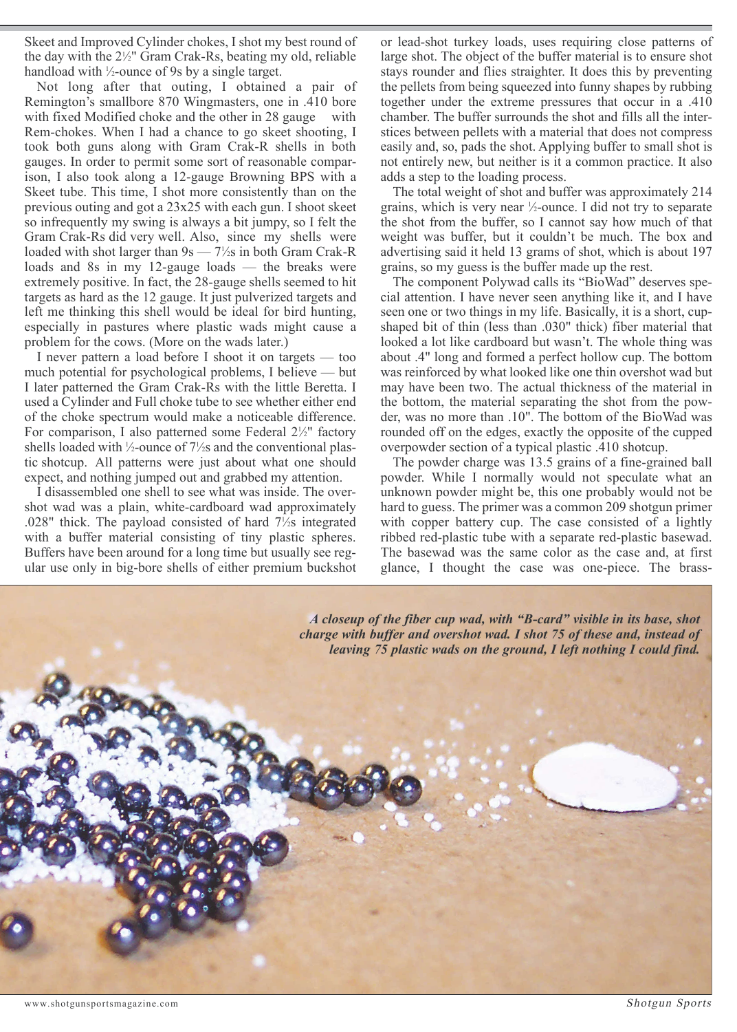Skeet and Improved Cylinder chokes, I shot my best round of the day with the 2½" Gram Crak-Rs, beating my old, reliable handload with ½-ounce of 9s by a single target.

Not long after that outing, I obtained a pair of Remington's smallbore 870 Wingmasters, one in .410 bore with fixed Modified choke and the other in 28 gauge with Rem-chokes. When I had a chance to go skeet shooting, I took both guns along with Gram Crak-R shells in both gauges. In order to permit some sort of reasonable comparison, I also took along a 12-gauge Browning BPS with a Skeet tube. This time, I shot more consistently than on the previous outing and got a 23x25 with each gun. I shoot skeet so infrequently my swing is always a bit jumpy, so I felt the Gram Crak-Rs did very well. Also, since my shells were loaded with shot larger than 9s — 7½s in both Gram Crak-R loads and 8s in my 12-gauge loads — the breaks were extremely positive. In fact, the 28-gauge shells seemed to hit targets as hard as the 12 gauge. It just pulverized targets and left me thinking this shell would be ideal for bird hunting, especially in pastures where plastic wads might cause a problem for the cows. (More on the wads later.)

I never pattern a load before I shoot it on targets — too much potential for psychological problems, I believe — but I later patterned the Gram Crak-Rs with the little Beretta. I used a Cylinder and Full choke tube to see whether either end of the choke spectrum would make a noticeable difference. For comparison, I also patterned some Federal 2½" factory shells loaded with ½-ounce of 7½s and the conventional plastic shotcup. All patterns were just about what one should expect, and nothing jumped out and grabbed my attention.

I disassembled one shell to see what was inside. The overshot wad was a plain, white-cardboard wad approximately .028" thick. The payload consisted of hard 7½s integrated with a buffer material consisting of tiny plastic spheres. Buffers have been around for a long time but usually see regular use only in big-bore shells of either premium buckshot or lead-shot turkey loads, uses requiring close patterns of large shot. The object of the buffer material is to ensure shot stays rounder and flies straighter. It does this by preventing the pellets from being squeezed into funny shapes by rubbing together under the extreme pressures that occur in a .410 chamber. The buffer surrounds the shot and fills all the interstices between pellets with a material that does not compress easily and, so, pads the shot. Applying buffer to small shot is not entirely new, but neither is it a common practice. It also adds a step to the loading process.

The total weight of shot and buffer was approximately 214 grains, which is very near ½-ounce. I did not try to separate the shot from the buffer, so I cannot say how much of that weight was buffer, but it couldn't be much. The box and advertising said it held 13 grams of shot, which is about 197 grains, so my guess is the buffer made up the rest.

The component Polywad calls its "BioWad" deserves special attention. I have never seen anything like it, and I have seen one or two things in my life. Basically, it is a short, cup-shaped bit of thin (less than .030" thick) fiber material that looked a lot like cardboard but wasn't. The whole thing was about .4" long and formed a perfect hollow cup. The bottom was reinforced by what looked like one thin overshot wad but may have been two. The actual thickness of the material in the bottom, the material separating the shot from the powder, was no more than .10". The bottom of the BioWad was rounded off on the edges, exactly the opposite of the cupped overpowder section of a typical plastic .410 shotcup.

The powder charge was 13.5 grains of a fine-grained ball powder. While I normally would not speculate what an unknown powder might be, this one probably would not be hard to guess. The primer was a common 209 shotgun primer with copper battery cup. The case consisted of a lightly ribbed red-plastic tube with a separate red-plastic basewad. The basewad was the same color as the case and, at first glance, I thought the case was one-piece. The brass-

*A closeup of the fiber cup wad, with "B-card" visible in its base, shot charge with buffer and overshot wad. I shot 75 of these and, instead of leaving 75 plastic wads on the ground, I left nothing I could find.*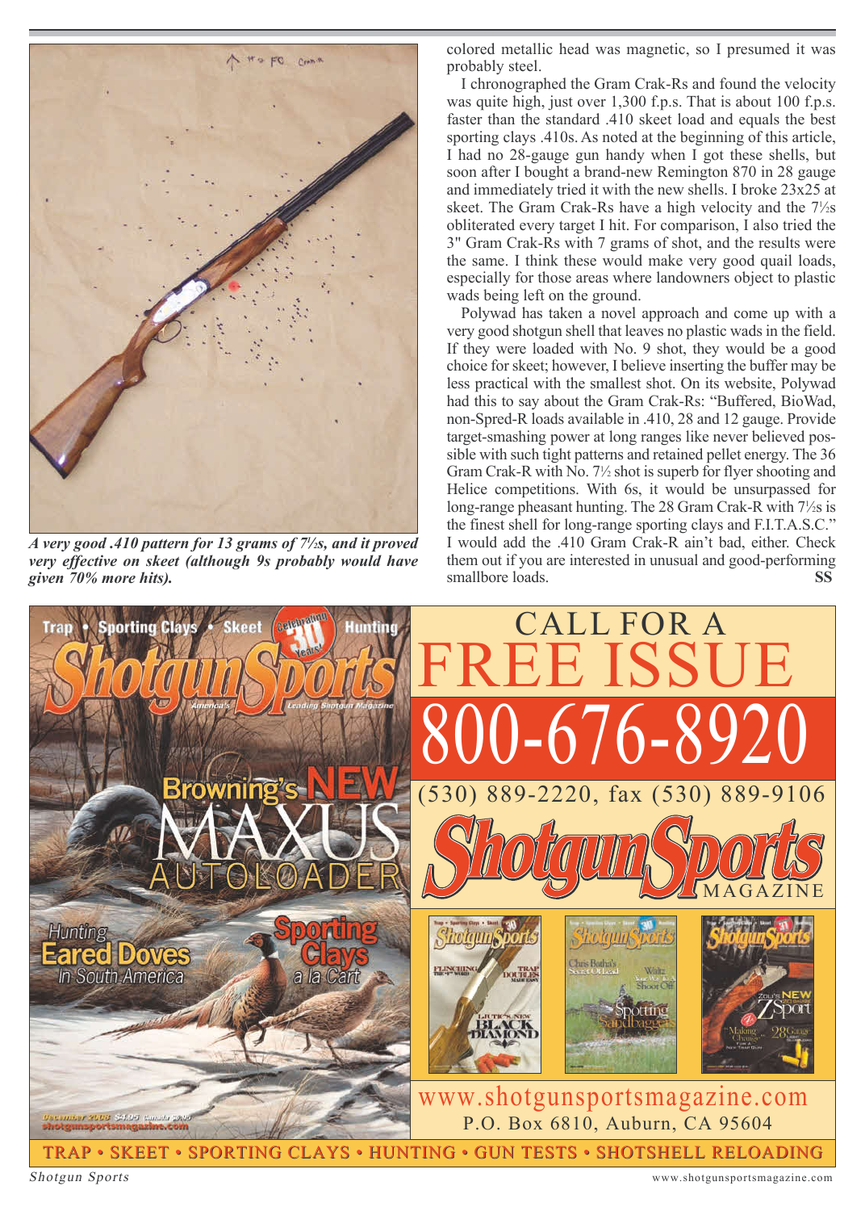*A very good .410 pattern for 13 grams of 7½s, and it proved very effective on skeet (although 9s probably would have given 70% more hits).*

colored metallic head was magnetic, so I presumed it was probably steel.

I chronographed the Gram Crak-Rs and found the velocity was quite high, just over 1,300 f.p.s. That is about 100 f.p.s. faster than the standard .410 skeet load and equals the best sporting clays .410s. As noted at the beginning of this article, I had no 28-gauge gun handy when I got these shells, but soon after I bought a brand-new Remington 870 in 28 gauge and immediately tried it with the new shells. I broke 23x25 at skeet. The Gram Crak-Rs have a high velocity and the 7½s obliterated every target I hit. For comparison, I also tried the 3" Gram Crak-Rs with 7 grams of shot, and the results were the same. I think these would make very good quail loads, especially for those areas where landowners object to plastic wads being left on the ground.

Polywad has taken a novel approach and come up with a very good shotgun shell that leaves no plastic wads in the field. If they were loaded with No. 9 shot, they would be a good choice for skeet; however, I believe inserting the buffer may be less practical with the smallest shot. On its website, Polywad had this to say about the Gram Crak-Rs: "Buffered, BioWad, non-Spred-R loads available in .410, 28 and 12 gauge. Provide target-smashing power at long ranges like never believed possible with such tight patterns and retained pellet energy. The 36 Gram Crak-R with No. 7½ shot is superb for flyer shooting and Helice competitions. With 6s, it would be unsurpassed for long-range pheasant hunting. The 28 Gram Crak-R with 7½s is the finest shell for long-range sporting clays and F.I.T.A.S.C." I would add the .410 Gram Crak-R ain't bad, either. Check them out if you are interested in unusual and good-performing smallbore loads. **SS**

CALL FOR A

FREE ISSUE

800-676-8920

(530) 889-2220, fax (530) 889-9106

Shotgun Sports MAGAZINE

www.shotgunsportsmagazine.com

P.O. Box 6810, Auburn, CA 95604

TRAP • SKEET • SPORTING CLAYS • HUNTING • GUN TESTS • SHOTSHELL RELOADING